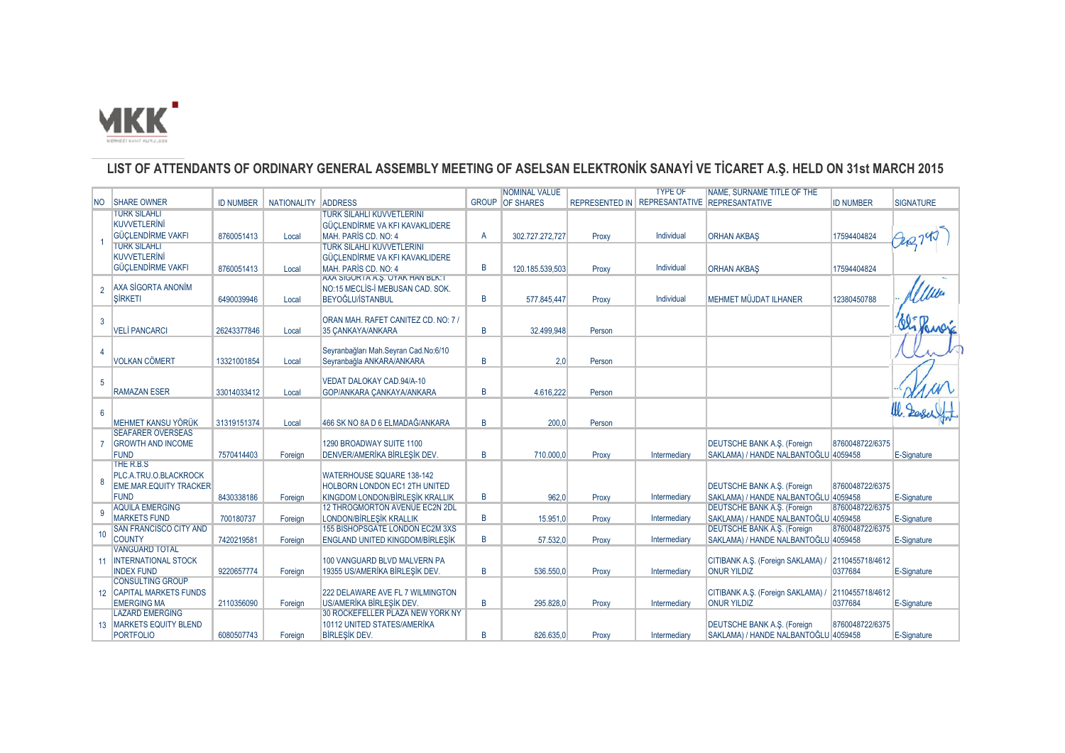# LIST OF ATTENDANTS OF ORDINARY GENERAL ASSEMBLY MEETING OF ASELSAN ELEKTRONİK SANAYİ VE TİCARET A.Ş. HELD ON 31st MARCH 2015

| NO | SHARE OWNER | ID NUMBER | NATIONALITY | ADDRESS | GROUP | NOMINAL VALUE OF SHARES | REPRESENTED IN | TYPE OF REPRESANTATIVE | NAME, SURNAME TITLE OF THE REPRESANTATIVE | ID NUMBER | SIGNATURE |
|---|---|---|---|---|---|---|---|---|---|---|---|
| 1 | TÜRK SİLAHLI KUVVETLERİNİ GÜÇLENDİRME VAKFI | 8760051413 | Local | TÜRK SİLAHLI KUVVETLERİNİ GÜÇLENDİRME VA KFI KAVAKLIDERE MAH. PARİS CD. NO: 4 | A | 302.727.272,727 | Proxy | Individual | ORHAN AKBAŞ | 17594404824 | |
| | TÜRK SİLAHLI KUVVETLERİNİ GÜÇLENDİRME VAKFI | 8760051413 | Local | TÜRK SİLAHLI KUVVETLERİNİ GÜÇLENDİRME VA KFI KAVAKLIDERE MAH. PARİS CD. NO: 4 | B | 120.185.539,503 | Proxy | Individual | ORHAN AKBAŞ | 17594404824 | |
| 2 | AXA SİGORTA ANONİM ŞİRKETİ | 6490039946 | Local | AXA SİGORTA A.Ş. OYAK HAN BLK.1 NO:15 MECLİS-İ MEBUSAN CAD. SOK. BEYOĞLU/İSTANBUL | B | 577.845,447 | Proxy | Individual | MEHMET MÜJDAT ILHANER | 12380450788 | |
| 3 | VELİ PANCARCI | 26243377846 | Local | ORAN MAH. RAFET CANITEZ CD. NO: 7 / 35 ÇANKAYA/ANKARA | B | 32.499,948 | Person | | | | |
| 4 | VOLKAN CÖMERT | 13321001854 | Local | Seyranbağları Mah.Seyran Cad.No:6/10 Seyranbağla ANKARA/ANKARA | B | 2,0 | Person | | | | |
| 5 | RAMAZAN ESER | 33014033412 | Local | VEDAT DALOKAY CAD.94/A-10 GOP/ANKARA ÇANKAYA/ANKARA | B | 4.616,222 | Person | | | | |
| 6 | MEHMET KANSU YÖRÜK | 31319151374 | Local | 466 SK NO 8A D 6 ELMADAĞ/ANKARA | B | 200,0 | Person | | | | |
| 7 | SEAFARER OVERSEAS GROWTH AND INCOME FUND | 7570414403 | Foreign | 1290 BROADWAY SUITE 1100 DENVER/AMERİKA BİRLEŞİK DEV. | B | 710.000,0 | Proxy | Intermediary | DEUTSCHE BANK A.Ş. (Foreign SAKLAMA) / HANDE NALBANTOĞLU | 8760048722/63754059458 | E-Signature |
| 8 | THE R.B.S PLC.A.TRU.O.BLACKROCK EME.MAR.EQUITY TRACKER FUND | 8430338186 | Foreign | WATERHOUSE SQUARE 138-142 HOLBORN LONDON EC1 2TH UNITED KINGDOM LONDON/BİRLEŞİK KRALLIK | B | 962,0 | Proxy | Intermediary | DEUTSCHE BANK A.Ş. (Foreign SAKLAMA) / HANDE NALBANTOĞLU | 8760048722/63754059458 | E-Signature |
| 9 | AQUILA EMERGING MARKETS FUND | 700180737 | Foreign | 12 THROGMORTON AVENUE EC2N 2DL LONDON/BİRLEŞİK KRALLIK | B | 15.951,0 | Proxy | Intermediary | DEUTSCHE BANK A.Ş. (Foreign SAKLAMA) / HANDE NALBANTOĞLU | 8760048722/63754059458 | E-Signature |
| 10 | SAN FRANCISCO CITY AND COUNTY | 7420219581 | Foreign | 155 BISHOPSGATE LONDON EC2M 3XS ENGLAND UNITED KINGDOM/BİRLEŞİK | B | 57.532,0 | Proxy | Intermediary | DEUTSCHE BANK A.Ş. (Foreign SAKLAMA) / HANDE NALBANTOĞLU | 8760048722/63754059458 | E-Signature |
| 11 | VANGUARD TOTAL INTERNATIONAL STOCK INDEX FUND | 9220657774 | Foreign | 100 VANGUARD BLVD MALVERN PA 19355 US/AMERİKA BİRLEŞİK DEV. | B | 536.550,0 | Proxy | Intermediary | CITIBANK A.Ş. (Foreign SAKLAMA) / ONUR YILDIZ | 2110455718/46120377684 | E-Signature |
| 12 | CONSULTING GROUP CAPITAL MARKETS FUNDS EMERGING MA | 2110356090 | Foreign | 222 DELAWARE AVE FL 7 WILMINGTON US/AMERİKA BİRLEŞİK DEV. | B | 295.828,0 | Proxy | Intermediary | CITIBANK A.Ş. (Foreign SAKLAMA) / ONUR YILDIZ | 2110455718/46120377684 | E-Signature |
| 13 | LAZARD EMERGING MARKETS EQUITY BLEND PORTFOLIO | 6080507743 | Foreign | 30 ROCKEFELLER PLAZA NEW YORK NY 10112 UNITED STATES/AMERİKA BİRLEŞİK DEV. | B | 826.635,0 | Proxy | Intermediary | DEUTSCHE BANK A.Ş. (Foreign SAKLAMA) / HANDE NALBANTOĞLU | 8760048722/63754059458 | E-Signature |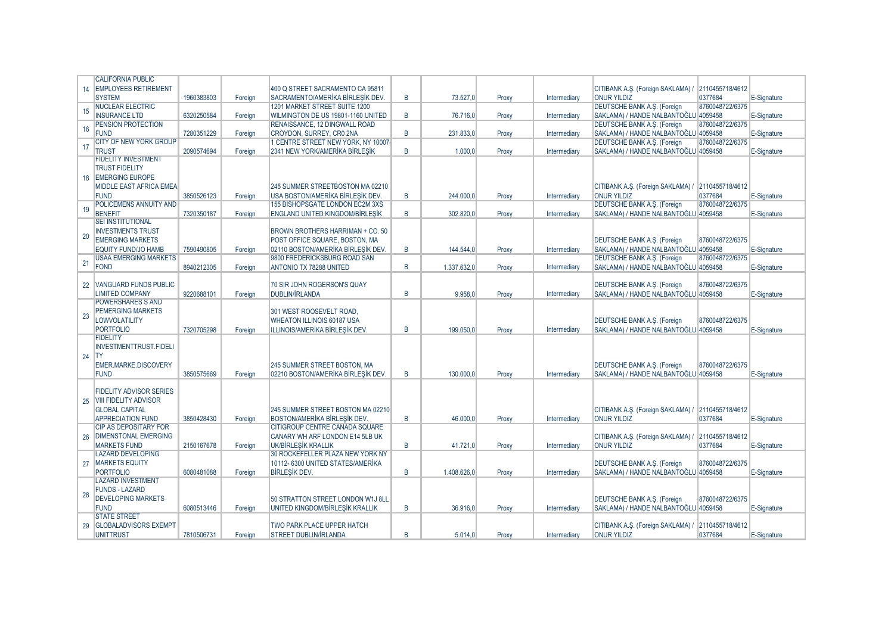| 14 | CALIFORNIA PUBLIC EMPLOYEES RETIREMENT SYSTEM | 1960383803 | Foreign | 400 Q STREET SACRAMENTO CA 95811 SACRAMENTO/AMERİKA BİRLEŞİK DEV. | B | 73.527,0 | Proxy | Intermediary | CITIBANK A.Ş. (Foreign SAKLAMA) / ONUR YILDIZ | 2110455718/4612 0377684 | E-Signature |
|---|---|---|---|---|---|---|---|---|---|---|---|
| 15 | NUCLEAR ELECTRIC INSURANCE LTD | 6320250584 | Foreign | 1201 MARKET STREET SUITE 1200 WILMINGTON DE US 19801-1160 UNITED | B | 76.716,0 | Proxy | Intermediary | DEUTSCHE BANK A.Ş. (Foreign SAKLAMA) / HANDE NALBANTOĞLU | 8760048722/6375 4059458 | E-Signature |
| 16 | PENSION PROTECTION FUND | 7280351229 | Foreign | RENAISSANCE, 12 DINGWALL ROAD CROYDON, SURREY, CR0 2NA | B | 231.833,0 | Proxy | Intermediary | DEUTSCHE BANK A.Ş. (Foreign SAKLAMA) / HANDE NALBANTOĞLU | 8760048722/6375 4059458 | E-Signature |
| 17 | CITY OF NEW YORK GROUP TRUST | 2090574694 | Foreign | 1 CENTRE STREET NEW YORK, NY 10007-2341 NEW YORK/AMERİKA BİRLEŞİK | B | 1.000,0 | Proxy | Intermediary | DEUTSCHE BANK A.Ş. (Foreign SAKLAMA) / HANDE NALBANTOĞLU | 8760048722/6375 4059458 | E-Signature |
| 18 | FIDELITY INVESTMENT TRUST FIDELITY EMERGING EUROPE MIDDLE EAST AFRICA EMEA FUND | 3850526123 | Foreign | 245 SUMMER STREETBOSTON MA 02210 USA BOSTON/AMERİKA BİRLEŞİK DEV. | B | 244.000,0 | Proxy | Intermediary | CITIBANK A.Ş. (Foreign SAKLAMA) / ONUR YILDIZ | 2110455718/4612 0377684 | E-Signature |
| 19 | POLICEMENS ANNUITY AND BENEFIT | 7320350187 | Foreign | 155 BISHOPSGATE LONDON EC2M 3XS ENGLAND UNITED KINGDOM/BİRLEŞİK | B | 302.820,0 | Proxy | Intermediary | DEUTSCHE BANK A.Ş. (Foreign SAKLAMA) / HANDE NALBANTOĞLU | 8760048722/6375 4059458 | E-Signature |
| 20 | SEI INSTITUTIONAL INVESTMENTS TRUST EMERGING MARKETS EQUITY FUND/JO HAMB | 7590490805 | Foreign | BROWN BROTHERS HARRIMAN + CO. 50 POST OFFICE SQUARE, BOSTON, MA 02110 BOSTON/AMERİKA BİRLEŞİK DEV. | B | 144.544,0 | Proxy | Intermediary | DEUTSCHE BANK A.Ş. (Foreign SAKLAMA) / HANDE NALBANTOĞLU | 8760048722/6375 4059458 | E-Signature |
| 21 | USAA EMERGING MARKETS FOND | 8940212305 | Foreign | 9800 FREDERICKSBURG ROAD SAN ANTONIO TX 78288 UNITED | B | 1.337.632,0 | Proxy | Intermediary | DEUTSCHE BANK A.Ş. (Foreign SAKLAMA) / HANDE NALBANTOĞLU | 8760048722/6375 4059458 | E-Signature |
| 22 | VANGUARD FUNDS PUBLIC LIMITED COMPANY | 9220688101 | Foreign | 70 SIR JOHN ROGERSON'S QUAY DUBLIN/İRLANDA | B | 9.958,0 | Proxy | Intermediary | DEUTSCHE BANK A.Ş. (Foreign SAKLAMA) / HANDE NALBANTOĞLU | 8760048722/6375 4059458 | E-Signature |
| 23 | POWERSHARES S AND PEMERGING MARKETS LOWVOLATILITY PORTFOLIO | 7320705298 | Foreign | 301 WEST ROOSEVELT ROAD, WHEATON ILLINOIS 60187 USA ILLINOIS/AMERİKA BİRLEŞİK DEV. | B | 199.050,0 | Proxy | Intermediary | DEUTSCHE BANK A.Ş. (Foreign SAKLAMA) / HANDE NALBANTOĞLU | 8760048722/6375 4059458 | E-Signature |
| 24 | FIDELITY INVESTMENTTRUST.FIDELITY EMER.MARKE.DISCOVERY FUND | 3850575669 | Foreign | 245 SUMMER STREET BOSTON, MA 02210 BOSTON/AMERİKA BİRLEŞİK DEV. | B | 130.000,0 | Proxy | Intermediary | DEUTSCHE BANK A.Ş. (Foreign SAKLAMA) / HANDE NALBANTOĞLU | 8760048722/6375 4059458 | E-Signature |
| 25 | FIDELITY ADVISOR SERIES VIII FIDELITY ADVISOR GLOBAL CAPITAL APPRECIATION FUND | 3850428430 | Foreign | 245 SUMMER STREET BOSTON MA 02210 BOSTON/AMERİKA BİRLEŞİK DEV. | B | 46.000,0 | Proxy | Intermediary | CITIBANK A.Ş. (Foreign SAKLAMA) / ONUR YILDIZ | 2110455718/4612 0377684 | E-Signature |
| 26 | CIP AS DEPOSITARY FOR DIMENSTONAL EMERGING MARKETS FUND | 2150167678 | Foreign | CITIGROUP CENTRE CANADA SQUARE CANARY WH ARF LONDON E14 5LB UK UK/BİRLEŞİK KRALLIK | B | 41.721,0 | Proxy | Intermediary | CITIBANK A.Ş. (Foreign SAKLAMA) / ONUR YILDIZ | 2110455718/4612 0377684 | E-Signature |
| 27 | LAZARD DEVELOPING MARKETS EQUITY PORTFOLIO | 6080481088 | Foreign | 30 ROCKEFELLER PLAZA NEW YORK NY 10112- 6300 UNITED STATES/AMERİKA BİRLEŞİK DEV. | B | 1.408.626,0 | Proxy | Intermediary | DEUTSCHE BANK A.Ş. (Foreign SAKLAMA) / HANDE NALBANTOĞLU | 8760048722/6375 4059458 | E-Signature |
| 28 | LAZARD INVESTMENT FUNDS - LAZARD DEVELOPING MARKETS FUND | 6080513446 | Foreign | 50 STRATTON STREET LONDON W1J 8LL UNITED KINGDOM/BİRLEŞİK KRALLIK | B | 36.916,0 | Proxy | Intermediary | DEUTSCHE BANK A.Ş. (Foreign SAKLAMA) / HANDE NALBANTOĞLU | 8760048722/6375 4059458 | E-Signature |
| 29 | STATE STREET GLOBALADVISORS EXEMPT UNITTRUST | 7810506731 | Foreign | TWO PARK PLACE UPPER HATCH STREET DUBLIN/İRLANDA | B | 5.014,0 | Proxy | Intermediary | CITIBANK A.Ş. (Foreign SAKLAMA) / ONUR YILDIZ | 2110455718/4612 0377684 | E-Signature |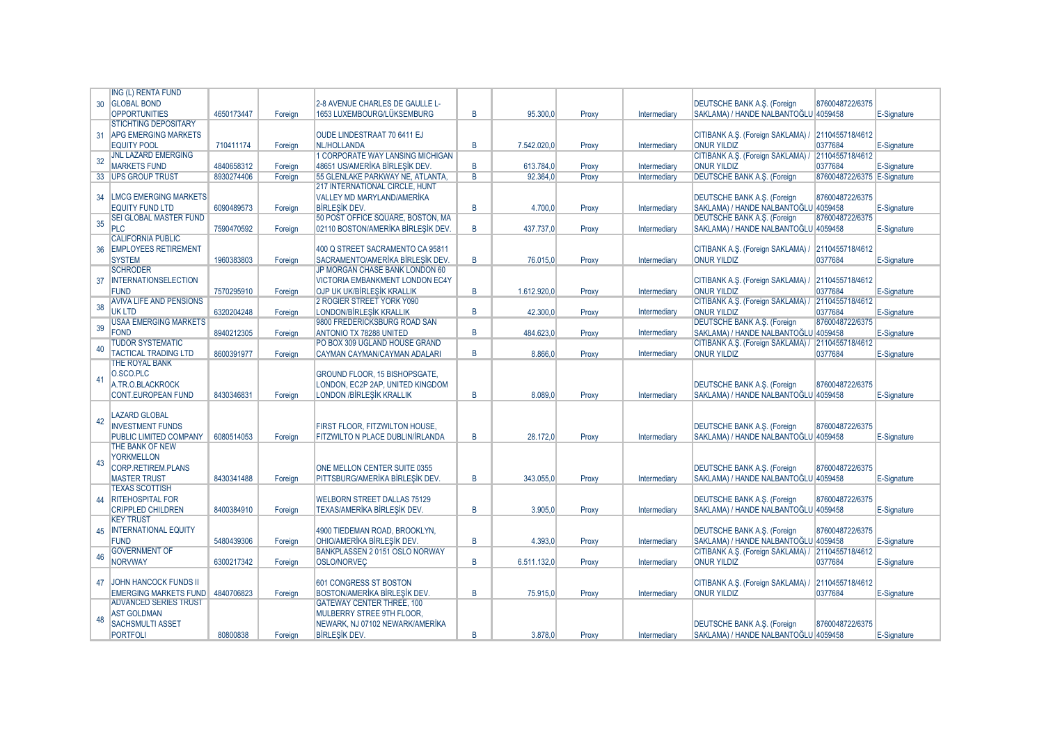| | | | | | | | | | | | |
|---|---|---|---|---|---|---|---|---|---|---|---|
| 30 | ING (L) RENTA FUND GLOBAL BOND OPPORTUNITIES | 4650173447 | Foreign | 2-8 AVENUE CHARLES DE GAULLE L-1653 LUXEMBOURG/LÜKSEMBURG | B | 95.300,0 | Proxy | Intermediary | DEUTSCHE BANK A.Ş. (Foreign SAKLAMA) / HANDE NALBANTOĞLU | 8760048722/6375 4059458 | E-Signature |
| 31 | STICHTING DEPOSITARY APG EMERGING MARKETS EQUITY POOL | 710411174 | Foreign | OUDE LINDESTRAAT 70 6411 EJ NL/HOLLANDA | B | 7.542.020,0 | Proxy | Intermediary | CITIBANK A.Ş. (Foreign SAKLAMA) / ONUR YILDIZ | 2110455718/4612 0377684 | E-Signature |
| 32 | JNL LAZARD EMERGING MARKETS FUND | 4840658312 | Foreign | 1 CORPORATE WAY LANSING MICHIGAN 48651 US/AMERİKA BİRLEŞİK DEV. | B | 613.784,0 | Proxy | Intermediary | CITIBANK A.Ş. (Foreign SAKLAMA) / ONUR YILDIZ | 2110455718/4612 0377684 | E-Signature |
| 33 | UPS GROUP TRUST | 8930274406 | Foreign | 55 GLENLAKE PARKWAY NE, ATLANTA, | B | 92.364,0 | Proxy | Intermediary | DEUTSCHE BANK A.Ş. (Foreign | 8760048722/6375 | E-Signature |
| 34 | LMCG EMERGING MARKETS EQUITY FUND LTD | 6090489573 | Foreign | 217 INTERNATIONAL CIRCLE, HUNT VALLEY MD MARYLAND/AMERİKA BİRLEŞİK DEV. | B | 4.700,0 | Proxy | Intermediary | DEUTSCHE BANK A.Ş. (Foreign SAKLAMA) / HANDE NALBANTOĞLU | 8760048722/6375 4059458 | E-Signature |
| 35 | SEI GLOBAL MASTER FUND PLC | 7590470592 | Foreign | 50 POST OFFICE SQUARE, BOSTON, MA 02110 BOSTON/AMERİKA BİRLEŞİK DEV. | B | 437.737,0 | Proxy | Intermediary | DEUTSCHE BANK A.Ş. (Foreign SAKLAMA) / HANDE NALBANTOĞLU | 8760048722/6375 4059458 | E-Signature |
| 36 | CALIFORNIA PUBLIC EMPLOYEES RETIREMENT SYSTEM | 1960383803 | Foreign | 400 Q STREET SACRAMENTO CA 95811 SACRAMENTO/AMERİKA BİRLEŞİK DEV. | B | 76.015,0 | Proxy | Intermediary | CITIBANK A.Ş. (Foreign SAKLAMA) / ONUR YILDIZ | 2110455718/4612 0377684 | E-Signature |
| 37 | SCHRODER INTERNATIONSELECTION FUND | 7570295910 | Foreign | JP MORGAN CHASE BANK LONDON 60 VICTORIA EMBANKMENT LONDON EC4Y OJP UK UK/BİRLEŞİK KRALLIK | B | 1.612.920,0 | Proxy | Intermediary | CITIBANK A.Ş. (Foreign SAKLAMA) / ONUR YILDIZ | 2110455718/4612 0377684 | E-Signature |
| 38 | AVIVA LIFE AND PENSIONS UK LTD | 6320204248 | Foreign | 2 ROGIER STREET YORK Y090 LONDON/BİRLEŞİK KRALLIK | B | 42.300,0 | Proxy | Intermediary | CITIBANK A.Ş. (Foreign SAKLAMA) / ONUR YILDIZ | 2110455718/4612 0377684 | E-Signature |
| 39 | USAA EMERGING MARKETS FOND | 8940212305 | Foreign | 9800 FREDERICKSBURG ROAD SAN ANTONIO TX 78288 UNITED | B | 484.623,0 | Proxy | Intermediary | DEUTSCHE BANK A.Ş. (Foreign SAKLAMA) / HANDE NALBANTOĞLU | 8760048722/6375 4059458 | E-Signature |
| 40 | TUDOR SYSTEMATIC TACTICAL TRADING LTD | 8600391977 | Foreign | PO BOX 309 UGLAND HOUSE GRAND CAYMAN CAYMAN/CAYMAN ADALARI | B | 8.866,0 | Proxy | Intermediary | CITIBANK A.Ş. (Foreign SAKLAMA) / ONUR YILDIZ | 2110455718/4612 0377684 | E-Signature |
| 41 | THE ROYAL BANK O.SCO.PLC A.TR.O.BLACKROCK CONT.EUROPEAN FUND | 8430346831 | Foreign | GROUND FLOOR, 15 BISHOPSGATE, LONDON, EC2P 2AP, UNITED KINGDOM LONDON /BİRLEŞİK KRALLIK | B | 8.089,0 | Proxy | Intermediary | DEUTSCHE BANK A.Ş. (Foreign SAKLAMA) / HANDE NALBANTOĞLU | 8760048722/6375 4059458 | E-Signature |
| 42 | LAZARD GLOBAL INVESTMENT FUNDS PUBLIC LIMITED COMPANY | 6080514053 | Foreign | FIRST FLOOR, FITZWILTON HOUSE, FITZWILTO N PLACE DUBLIN/İRLANDA | B | 28.172,0 | Proxy | Intermediary | DEUTSCHE BANK A.Ş. (Foreign SAKLAMA) / HANDE NALBANTOĞLU | 8760048722/6375 4059458 | E-Signature |
| 43 | THE BANK OF NEW YORKMELLON CORP.RETIREM.PLANS MASTER TRUST | 8430341488 | Foreign | ONE MELLON CENTER SUITE 0355 PITTSBURG/AMERİKA BİRLEŞİK DEV. | B | 343.055,0 | Proxy | Intermediary | DEUTSCHE BANK A.Ş. (Foreign SAKLAMA) / HANDE NALBANTOĞLU | 8760048722/6375 4059458 | E-Signature |
| 44 | TEXAS SCOTTISH RITEHOSPITAL FOR CRIPPLED CHILDREN | 8400384910 | Foreign | WELBORN STREET DALLAS 75129 TEXAS/AMERİKA BİRLEŞİK DEV. | B | 3.905,0 | Proxy | Intermediary | DEUTSCHE BANK A.Ş. (Foreign SAKLAMA) / HANDE NALBANTOĞLU | 8760048722/6375 4059458 | E-Signature |
| 45 | KEY TRUST INTERNATIONAL EQUITY FUND | 5480439306 | Foreign | 4900 TIEDEMAN ROAD, BROOKLYN, OHIO/AMERİKA BİRLEŞİK DEV. | B | 4.393,0 | Proxy | Intermediary | DEUTSCHE BANK A.Ş. (Foreign SAKLAMA) / HANDE NALBANTOĞLU | 8760048722/6375 4059458 | E-Signature |
| 46 | GOVERNMENT OF NORVWAY | 6300217342 | Foreign | BANKPLASSEN 2 0151 OSLO NORWAY OSLO/NORVEÇ | B | 6.511.132,0 | Proxy | Intermediary | CITIBANK A.Ş. (Foreign SAKLAMA) / ONUR YILDIZ | 2110455718/4612 0377684 | E-Signature |
| 47 | JOHN HANCOCK FUNDS II EMERGING MARKETS FUND | 4840706823 | Foreign | 601 CONGRESS ST BOSTON BOSTON/AMERİKA BİRLEŞİK DEV. | B | 75.915,0 | Proxy | Intermediary | CITIBANK A.Ş. (Foreign SAKLAMA) / ONUR YILDIZ | 2110455718/4612 0377684 | E-Signature |
| 48 | ADVANCED SERIES TRUST AST GOLDMAN SACHSMULTI ASSET PORTFOLI | 80800838 | Foreign | GATEWAY CENTER THREE, 100 MULBERRY STREE 9TH FLOOR, NEWARK, NJ 07102 NEWARK/AMERİKA BİRLEŞİK DEV. | B | 3.878,0 | Proxy | Intermediary | DEUTSCHE BANK A.Ş. (Foreign SAKLAMA) / HANDE NALBANTOĞLU | 8760048722/6375 4059458 | E-Signature |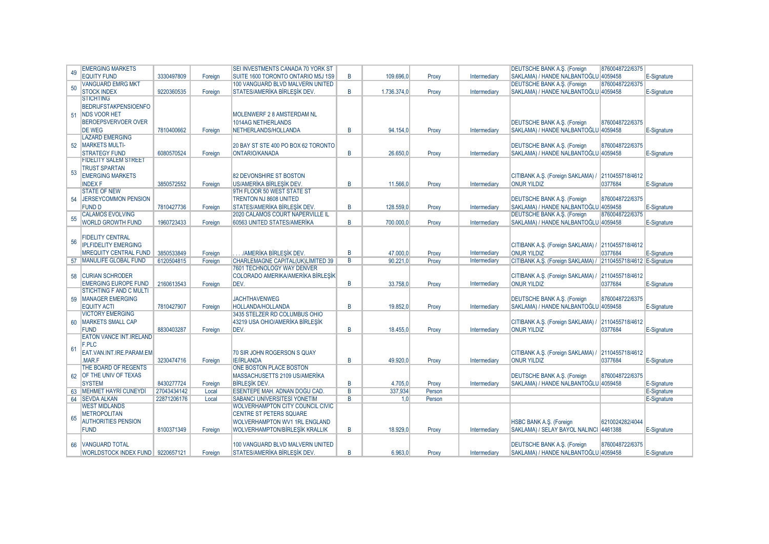| | | | | | | | | | | | |
|---|---|---|---|---|---|---|---|---|---|---|---|
| 49 | EMERGING MARKETS EQUITY FUND | 3330497809 | Foreign | SEI INVESTMENTS CANADA 70 YORK ST SUITE 1600 TORONTO ONTARIO M5J 1S9 | B | 109.696,0 | Proxy | Intermediary | DEUTSCHE BANK A.Ş. (Foreign SAKLAMA) / HANDE NALBANTOĞLU | 8760048722/6375 4059458 | E-Signature |
| 50 | VANGUARD EMRG MKT STOCK INDEX | 9220360535 | Foreign | 100 VANGUARD BLVD MALVERN UNITED STATES/AMERİKA BİRLEŞİK DEV. | B | 1.736.374,0 | Proxy | Intermediary | DEUTSCHE BANK A.Ş. (Foreign SAKLAMA) / HANDE NALBANTOĞLU | 8760048722/6375 4059458 | E-Signature |
| 51 | STICHTING BEDRIJFSTAKPENSIOENFONDS VOOR HET BEROEPSVERVOER OVER DE WEG | 7810400662 | Foreign | MOLENWERF 2 8 AMSTERDAM NL 1014AG NETHERLANDS NETHERLANDS/HOLLANDA | B | 94.154,0 | Proxy | Intermediary | DEUTSCHE BANK A.Ş. (Foreign SAKLAMA) / HANDE NALBANTOĞLU | 8760048722/6375 4059458 | E-Signature |
| 52 | LAZARD EMERGING MARKETS MULTI-STRATEGY FUND | 6080570524 | Foreign | 20 BAY ST STE 400 PO BOX 62 TORONTO ONTARIO/KANADA | B | 26.650,0 | Proxy | Intermediary | DEUTSCHE BANK A.Ş. (Foreign SAKLAMA) / HANDE NALBANTOĞLU | 8760048722/6375 4059458 | E-Signature |
| 53 | FIDELITY SALEM STREET TRUST SPARTAN EMERGING MARKETS INDEX F | 3850572552 | Foreign | 82 DEVONSHIRE ST BOSTON US/AMERİKA BİRLEŞİK DEV. | B | 11.566,0 | Proxy | Intermediary | CITIBANK A.Ş. (Foreign SAKLAMA) / ONUR YILDIZ | 2110455718/4612 0377684 | E-Signature |
| 54 | STATE OF NEW JERSEYCOMMON PENSION FUND D | 7810427736 | Foreign | 9TH FLOOR 50 WEST STATE ST TRENTON NJ 8608 UNITED STATES/AMERİKA BİRLEŞİK DEV. | B | 128.559,0 | Proxy | Intermediary | DEUTSCHE BANK A.Ş. (Foreign SAKLAMA) / HANDE NALBANTOĞLU | 8760048722/6375 4059458 | E-Signature |
| 55 | CALAMOS EVOLVING WORLD GROWTH FUND | 1960723433 | Foreign | 2020 CALAMOS COURT NAPERVILLE IL 60563 UNITED STATES/AMERİKA | B | 700.000,0 | Proxy | Intermediary | DEUTSCHE BANK A.Ş. (Foreign SAKLAMA) / HANDE NALBANTOĞLU | 8760048722/6375 4059458 | E-Signature |
| 56 | FIDELITY CENTRAL IPLFIDELITY EMERGING MREQUITY CENTRAL FUND | 3850533849 | Foreign | . . . ./AMERİKA BİRLEŞİK DEV. | B | 47.000,0 | Proxy | Intermediary | CITIBANK A.Ş. (Foreign SAKLAMA) / ONUR YILDIZ | 2110455718/4612 0377684 | E-Signature |
| 57 | MANULIFE GLOBAL FUND | 6120504815 | Foreign | CHARLEMAGNE CAPITAL(UK)LİMİTED 39 | B | 90.221,0 | Proxy | Intermediary | CITIBANK A.Ş. (Foreign SAKLAMA) / | 2110455718/4612 | E-Signature |
| 58 | CURIAN SCHRODER EMERGING EUROPE FUND | 2160613543 | Foreign | 7601 TECHNOLOGY WAY DENVER COLORADO AMERIKA/AMERİKA BİRLEŞİK DEV. | B | 33.758,0 | Proxy | Intermediary | CITIBANK A.Ş. (Foreign SAKLAMA) / ONUR YILDIZ | 2110455718/4612 0377684 | E-Signature |
| 59 | STICHTING F AND C MULTI MANAGER EMERGING EQUITY ACTI | 7810427907 | Foreign | JACHTHAVENWEG HOLLANDA/HOLLANDA | B | 19.852,0 | Proxy | Intermediary | DEUTSCHE BANK A.Ş. (Foreign SAKLAMA) / HANDE NALBANTOĞLU | 8760048722/6375 4059458 | E-Signature |
| 60 | VICTORY EMERGING MARKETS SMALL CAP FUND | 8830403287 | Foreign | 3435 STELZER RD COLUMBUS OHIO 43219 USA OHIO/AMERİKA BİRLEŞİK DEV. | B | 18.455,0 | Proxy | Intermediary | CITIBANK A.Ş. (Foreign SAKLAMA) / ONUR YILDIZ | 2110455718/4612 0377684 | E-Signature |
| 61 | EATON VANCE INT.IRELAND F.PLC EAT.VAN.INT.IRE.PARAM.EM.MAR.F | 3230474716 | Foreign | 70 SIR JOHN ROGERSON S QUAY IE/İRLANDA | B | 49.920,0 | Proxy | Intermediary | CITIBANK A.Ş. (Foreign SAKLAMA) / ONUR YILDIZ | 2110455718/4612 0377684 | E-Signature |
| 62 | THE BOARD OF REGENTS OF THE UNIV OF TEXAS SYSTEM | 8430277724 | Foreign | ONE BOSTON PLACE BOSTON MASSACHUSETTS 2109 US/AMERİKA BİRLEŞİK DEV. | B | 4.705,0 | Proxy | Intermediary | DEUTSCHE BANK A.Ş. (Foreign SAKLAMA) / HANDE NALBANTOĞLU | 8760048722/6375 4059458 | E-Signature |
| 63 | MEHMET HAYRİ CUNEYDİ | 27043434142 | Local | ESENTEPE MAH. ADNAN DOĞU CAD. | B | 337,934 | Person | | | | E-Signature |
| 64 | SEVDA ALKAN | 22871206176 | Local | SABANCI ÜNİVERSİTESİ YÖNETİM | B | 1,0 | Person | | | | E-Signature |
| 65 | WEST MIDLANDS METROPOLITAN AUTHORITIES PENSION FUND | 8100371349 | Foreign | WOLVERHAMPTON CITY COUNCIL CIVIC CENTRE ST PETERS SQUARE WOLVERHAMPTON WV1 1RL ENGLAND WOLVERHAMPTON/BİRLEŞİK KRALLIK | B | 18.929,0 | Proxy | Intermediary | HSBC BANK A.Ş. (Foreign SAKLAMA) / SELAY BAYOL NALINCI | 6210024282/4044 4461388 | E-Signature |
| 66 | VANGUARD TOTAL WORLDSTOCK INDEX FUND | 9220657121 | Foreign | 100 VANGUARD BLVD MALVERN UNITED STATES/AMERİKA BİRLEŞİK DEV. | B | 6.963,0 | Proxy | Intermediary | DEUTSCHE BANK A.Ş. (Foreign SAKLAMA) / HANDE NALBANTOĞLU | 8760048722/6375 4059458 | E-Signature |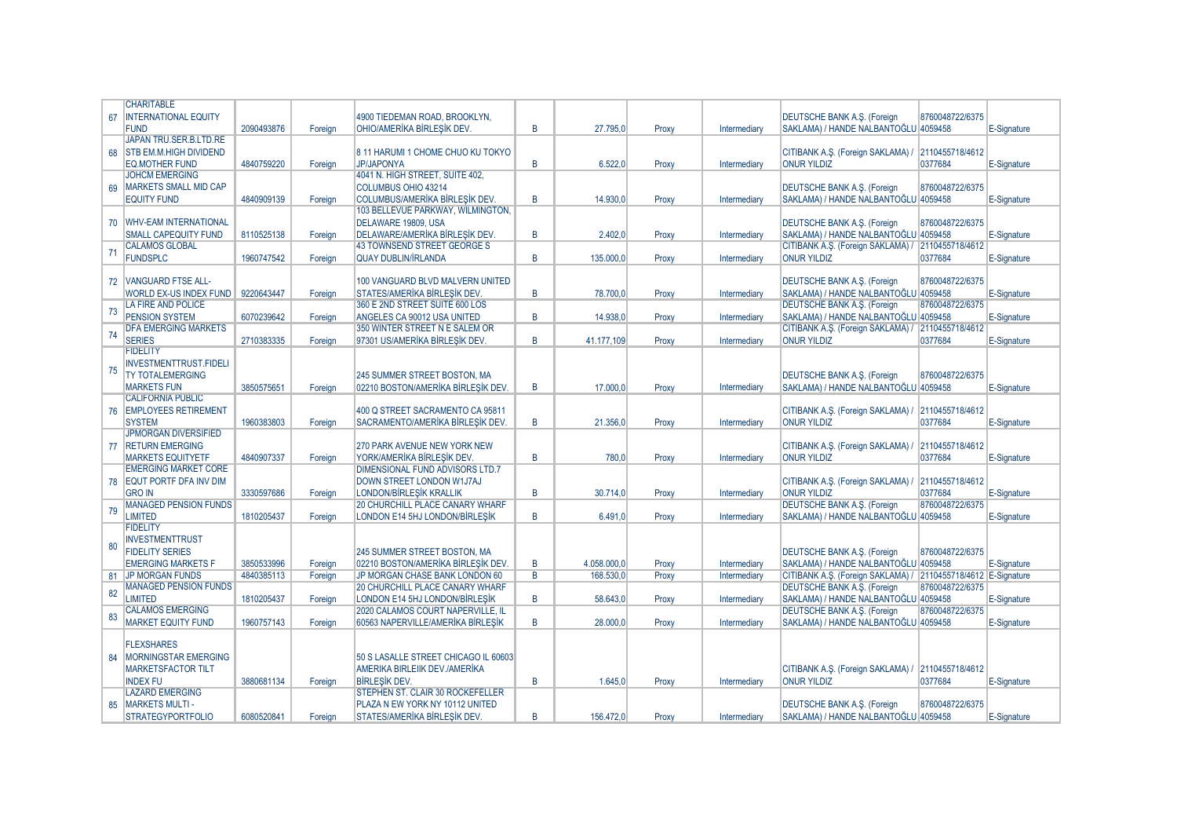| | | | | | | | | | | | |
|---|---|---|---|---|---|---|---|---|---|---|---|
| 67 | CHARITABLE INTERNATIONAL EQUITY FUND | 2090493876 | Foreign | 4900 TIEDEMAN ROAD, BROOKLYN, OHIO/AMERİKA BİRLEŞİK DEV. | B | 27.795,0 | Proxy | Intermediary | DEUTSCHE BANK A.Ş. (Foreign SAKLAMA) / HANDE NALBANTOĞLU | 8760048722/6375 4059458 | E-Signature |
| 68 | JAPAN TRU.SER.B.LTD.RE STB EM.M.HIGH DIVIDEND EQ.MOTHER FUND | 4840759220 | Foreign | 8 11 HARUMI 1 CHOME CHUO KU TOKYO JP/JAPONYA | B | 6.522,0 | Proxy | Intermediary | CITIBANK A.Ş. (Foreign SAKLAMA) / ONUR YILDIZ | 2110455718/4612 0377684 | E-Signature |
| 69 | JOHCM EMERGING MARKETS SMALL MID CAP EQUITY FUND | 4840909139 | Foreign | 4041 N. HIGH STREET, SUITE 402, COLUMBUS OHIO 43214 COLUMBUS/AMERİKA BİRLEŞİK DEV. | B | 14.930,0 | Proxy | Intermediary | DEUTSCHE BANK A.Ş. (Foreign SAKLAMA) / HANDE NALBANTOĞLU | 8760048722/6375 4059458 | E-Signature |
| 70 | WHV-EAM INTERNATIONAL SMALL CAPEQUITY FUND | 8110525138 | Foreign | 103 BELLEVUE PARKWAY, WILMINGTON, DELAWARE 19809, USA DELAWARE/AMERİKA BİRLEŞİK DEV. | B | 2.402,0 | Proxy | Intermediary | DEUTSCHE BANK A.Ş. (Foreign SAKLAMA) / HANDE NALBANTOĞLU | 8760048722/6375 4059458 | E-Signature |
| 71 | CALAMOS GLOBAL FUNDSPLC | 1960747542 | Foreign | 43 TOWNSEND STREET GEORGE S QUAY DUBLIN/İRLANDA | B | 135.000,0 | Proxy | Intermediary | CITIBANK A.Ş. (Foreign SAKLAMA) / ONUR YILDIZ | 2110455718/4612 0377684 | E-Signature |
| 72 | VANGUARD FTSE ALL-WORLD EX-US INDEX FUND | 9220643447 | Foreign | 100 VANGUARD BLVD MALVERN UNITED STATES/AMERİKA BİRLEŞİK DEV. | B | 78.700,0 | Proxy | Intermediary | DEUTSCHE BANK A.Ş. (Foreign SAKLAMA) / HANDE NALBANTOĞLU | 8760048722/6375 4059458 | E-Signature |
| 73 | LA FIRE AND POLICE PENSION SYSTEM | 6070239642 | Foreign | 360 E 2ND STREET SUITE 600 LOS ANGELES CA 90012 USA UNITED | B | 14.938,0 | Proxy | Intermediary | DEUTSCHE BANK A.Ş. (Foreign SAKLAMA) / HANDE NALBANTOĞLU | 8760048722/6375 4059458 | E-Signature |
| 74 | DFA EMERGING MARKETS SERIES | 2710383335 | Foreign | 350 WINTER STREET N E SALEM OR 97301 US/AMERİKA BİRLEŞİK DEV. | B | 41.177,109 | Proxy | Intermediary | CITIBANK A.Ş. (Foreign SAKLAMA) / ONUR YILDIZ | 2110455718/4612 0377684 | E-Signature |
| 75 | FIDELITY INVESTMENTTRUST.FIDELITY TOTALEMERGING MARKETS FUN | 3850575651 | Foreign | 245 SUMMER STREET BOSTON, MA 02210 BOSTON/AMERİKA BİRLEŞİK DEV. | B | 17.000,0 | Proxy | Intermediary | DEUTSCHE BANK A.Ş. (Foreign SAKLAMA) / HANDE NALBANTOĞLU | 8760048722/6375 4059458 | E-Signature |
| 76 | CALIFORNIA PUBLIC EMPLOYEES RETIREMENT SYSTEM | 1960383803 | Foreign | 400 Q STREET SACRAMENTO CA 95811 SACRAMENTO/AMERİKA BİRLEŞİK DEV. | B | 21.356,0 | Proxy | Intermediary | CITIBANK A.Ş. (Foreign SAKLAMA) / ONUR YILDIZ | 2110455718/4612 0377684 | E-Signature |
| 77 | JPMORGAN DIVERSIFIED RETURN EMERGING MARKETS EQUITYETF | 4840907337 | Foreign | 270 PARK AVENUE NEW YORK NEW YORK/AMERİKA BİRLEŞİK DEV. | B | 780,0 | Proxy | Intermediary | CITIBANK A.Ş. (Foreign SAKLAMA) / ONUR YILDIZ | 2110455718/4612 0377684 | E-Signature |
| 78 | EMERGING MARKET CORE EQUT PORTF DFA INV DIM GRO IN | 3330597686 | Foreign | DIMENSIONAL FUND ADVISORS LTD.7 DOWN STREET LONDON W1J7AJ LONDON/BİRLEŞİK KRALLIK | B | 30.714,0 | Proxy | Intermediary | CITIBANK A.Ş. (Foreign SAKLAMA) / ONUR YILDIZ | 2110455718/4612 0377684 | E-Signature |
| 79 | MANAGED PENSION FUNDS LIMITED | 1810205437 | Foreign | 20 CHURCHILL PLACE CANARY WHARF LONDON E14 5HJ LONDON/BİRLEŞİK | B | 6.491,0 | Proxy | Intermediary | DEUTSCHE BANK A.Ş. (Foreign SAKLAMA) / HANDE NALBANTOĞLU | 8760048722/6375 4059458 | E-Signature |
| 80 | FIDELITY INVESTMENTTRUST FIDELITY SERIES EMERGING MARKETS F | 3850533996 | Foreign | 245 SUMMER STREET BOSTON, MA 02210 BOSTON/AMERİKA BİRLEŞİK DEV. | B | 4.058.000,0 | Proxy | Intermediary | DEUTSCHE BANK A.Ş. (Foreign SAKLAMA) / HANDE NALBANTOĞLU | 8760048722/6375 4059458 | E-Signature |
| 81 | JP MORGAN FUNDS | 4840385113 | Foreign | JP MORGAN CHASE BANK LONDON 60 | B | 168.530,0 | Proxy | Intermediary | CITIBANK A.Ş. (Foreign SAKLAMA) / | 2110455718/4612 | E-Signature |
| 82 | MANAGED PENSION FUNDS LIMITED | 1810205437 | Foreign | 20 CHURCHILL PLACE CANARY WHARF LONDON E14 5HJ LONDON/BİRLEŞİK | B | 58.643,0 | Proxy | Intermediary | DEUTSCHE BANK A.Ş. (Foreign SAKLAMA) / HANDE NALBANTOĞLU | 8760048722/6375 4059458 | E-Signature |
| 83 | CALAMOS EMERGING MARKET EQUITY FUND | 1960757143 | Foreign | 2020 CALAMOS COURT NAPERVILLE, IL 60563 NAPERVILLE/AMERİKA BİRLEŞİK | B | 28.000,0 | Proxy | Intermediary | DEUTSCHE BANK A.Ş. (Foreign SAKLAMA) / HANDE NALBANTOĞLU | 8760048722/6375 4059458 | E-Signature |
| 84 | FLEXSHARES MORNINGSTAR EMERGING MARKETSFACTOR TILT INDEX FU | 3880681134 | Foreign | 50 S LASALLE STREET CHICAGO IL 60603 AMERIKA BIRLEIIK DEV./AMERİKA BİRLEŞİK DEV. | B | 1.645,0 | Proxy | Intermediary | CITIBANK A.Ş. (Foreign SAKLAMA) / ONUR YILDIZ | 2110455718/4612 0377684 | E-Signature |
| 85 | LAZARD EMERGING MARKETS MULTI - STRATEGYPORTFOLIO | 6080520841 | Foreign | STEPHEN ST. CLAIR 30 ROCKEFELLER PLAZA N EW YORK NY 10112 UNITED STATES/AMERİKA BİRLEŞİK DEV. | B | 156.472,0 | Proxy | Intermediary | DEUTSCHE BANK A.Ş. (Foreign SAKLAMA) / HANDE NALBANTOĞLU | 8760048722/6375 4059458 | E-Signature |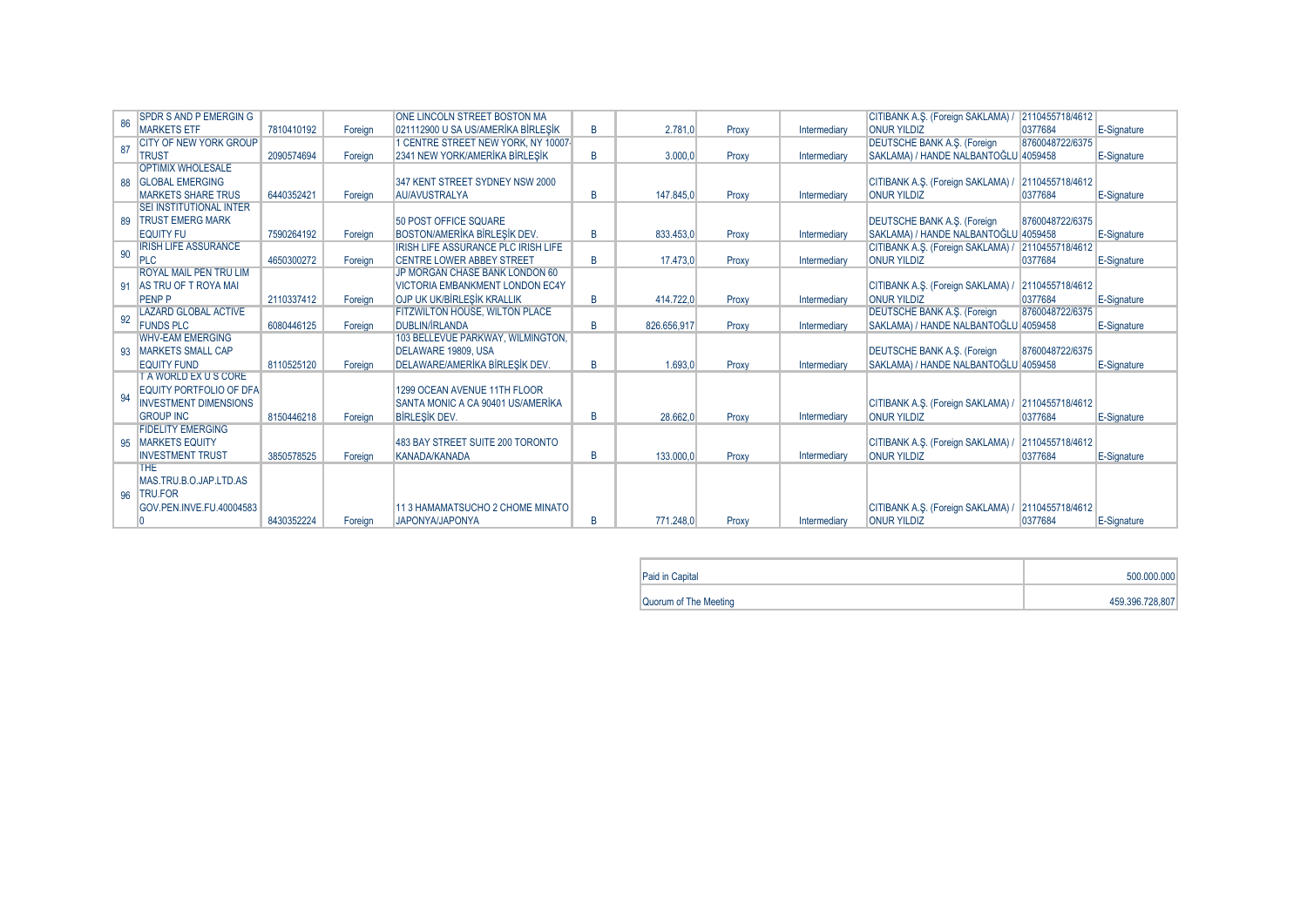| | | | | | | | | | | | |
|---|---|---|---|---|---|---|---|---|---|---|---|
| 86 | SPDR S AND P EMERGIN G MARKETS ETF | 7810410192 | Foreign | ONE LINCOLN STREET BOSTON MA 021112900 U SA US/AMERİKA BİRLEŞİK | B | 2.781,0 | Proxy | Intermediary | CITIBANK A.Ş. (Foreign SAKLAMA) / ONUR YILDIZ | 2110455718/4612 0377684 | E-Signature |
| 87 | CITY OF NEW YORK GROUP TRUST | 2090574694 | Foreign | 1 CENTRE STREET NEW YORK, NY 10007-2341 NEW YORK/AMERİKA BİRLEŞİK | B | 3.000,0 | Proxy | Intermediary | DEUTSCHE BANK A.Ş. (Foreign SAKLAMA) / HANDE NALBANTOĞLU | 8760048722/6375 4059458 | E-Signature |
| 88 | OPTIMIX WHOLESALE GLOBAL EMERGING MARKETS SHARE TRUS | 6440352421 | Foreign | 347 KENT STREET SYDNEY NSW 2000 AU/AVUSTRALYA | B | 147.845,0 | Proxy | Intermediary | CITIBANK A.Ş. (Foreign SAKLAMA) / ONUR YILDIZ | 2110455718/4612 0377684 | E-Signature |
| 89 | SEI INSTITUTIONAL INTER TRUST EMERG MARK EQUITY FU | 7590264192 | Foreign | 50 POST OFFICE SQUARE BOSTON/AMERİKA BİRLEŞİK DEV. | B | 833.453,0 | Proxy | Intermediary | DEUTSCHE BANK A.Ş. (Foreign SAKLAMA) / HANDE NALBANTOĞLU | 8760048722/6375 4059458 | E-Signature |
| 90 | IRISH LIFE ASSURANCE PLC | 4650300272 | Foreign | IRISH LIFE ASSURANCE PLC IRISH LIFE CENTRE LOWER ABBEY STREET | B | 17.473,0 | Proxy | Intermediary | CITIBANK A.Ş. (Foreign SAKLAMA) / ONUR YILDIZ | 2110455718/4612 0377684 | E-Signature |
| 91 | ROYAL MAIL PEN TRU LIM AS TRU OF T ROYA MAI PENP P | 2110337412 | Foreign | JP MORGAN CHASE BANK LONDON 60 VICTORIA EMBANKMENT LONDON EC4Y OJP UK UK/BİRLEŞİK KRALLIK | B | 414.722,0 | Proxy | Intermediary | CITIBANK A.Ş. (Foreign SAKLAMA) / ONUR YILDIZ | 2110455718/4612 0377684 | E-Signature |
| 92 | LAZARD GLOBAL ACTIVE FUNDS PLC | 6080446125 | Foreign | FITZWILTON HOUSE, WILTON PLACE DUBLIN/İRLANDA | B | 826.656,917 | Proxy | Intermediary | DEUTSCHE BANK A.Ş. (Foreign SAKLAMA) / HANDE NALBANTOĞLU | 8760048722/6375 4059458 | E-Signature |
| 93 | WHV-EAM EMERGING MARKETS SMALL CAP EQUITY FUND | 8110525120 | Foreign | 103 BELLEVUE PARKWAY, WILMINGTON, DELAWARE 19809, USA DELAWARE/AMERİKA BİRLEŞİK DEV. | B | 1.693,0 | Proxy | Intermediary | DEUTSCHE BANK A.Ş. (Foreign SAKLAMA) / HANDE NALBANTOĞLU | 8760048722/6375 4059458 | E-Signature |
| 94 | T A WORLD EX U S CORE EQUITY PORTFOLIO OF DFA INVESTMENT DIMENSIONS GROUP INC | 8150446218 | Foreign | 1299 OCEAN AVENUE 11TH FLOOR SANTA MONIC A CA 90401 US/AMERİKA BİRLEŞİK DEV. | B | 28.662,0 | Proxy | Intermediary | CITIBANK A.Ş. (Foreign SAKLAMA) / ONUR YILDIZ | 2110455718/4612 0377684 | E-Signature |
| 95 | FIDELITY EMERGING MARKETS EQUITY INVESTMENT TRUST | 3850578525 | Foreign | 483 BAY STREET SUITE 200 TORONTO KANADA/KANADA | B | 133.000,0 | Proxy | Intermediary | CITIBANK A.Ş. (Foreign SAKLAMA) / ONUR YILDIZ | 2110455718/4612 0377684 | E-Signature |
| 96 | THE MAS.TRU.B.O.JAP.LTD.AS TRU.FOR GOV.PEN.INVE.FU.400045830 | 8430352224 | Foreign | 11 3 HAMAMATSUCHO 2 CHOME MINATO JAPONYA/JAPONYA | B | 771.248,0 | Proxy | Intermediary | CITIBANK A.Ş. (Foreign SAKLAMA) / ONUR YILDIZ | 2110455718/4612 0377684 | E-Signature |

| | |
|---|---|
| Paid in Capital | 500.000.000 |
| Quorum of The Meeting | 459.396.728,807 |